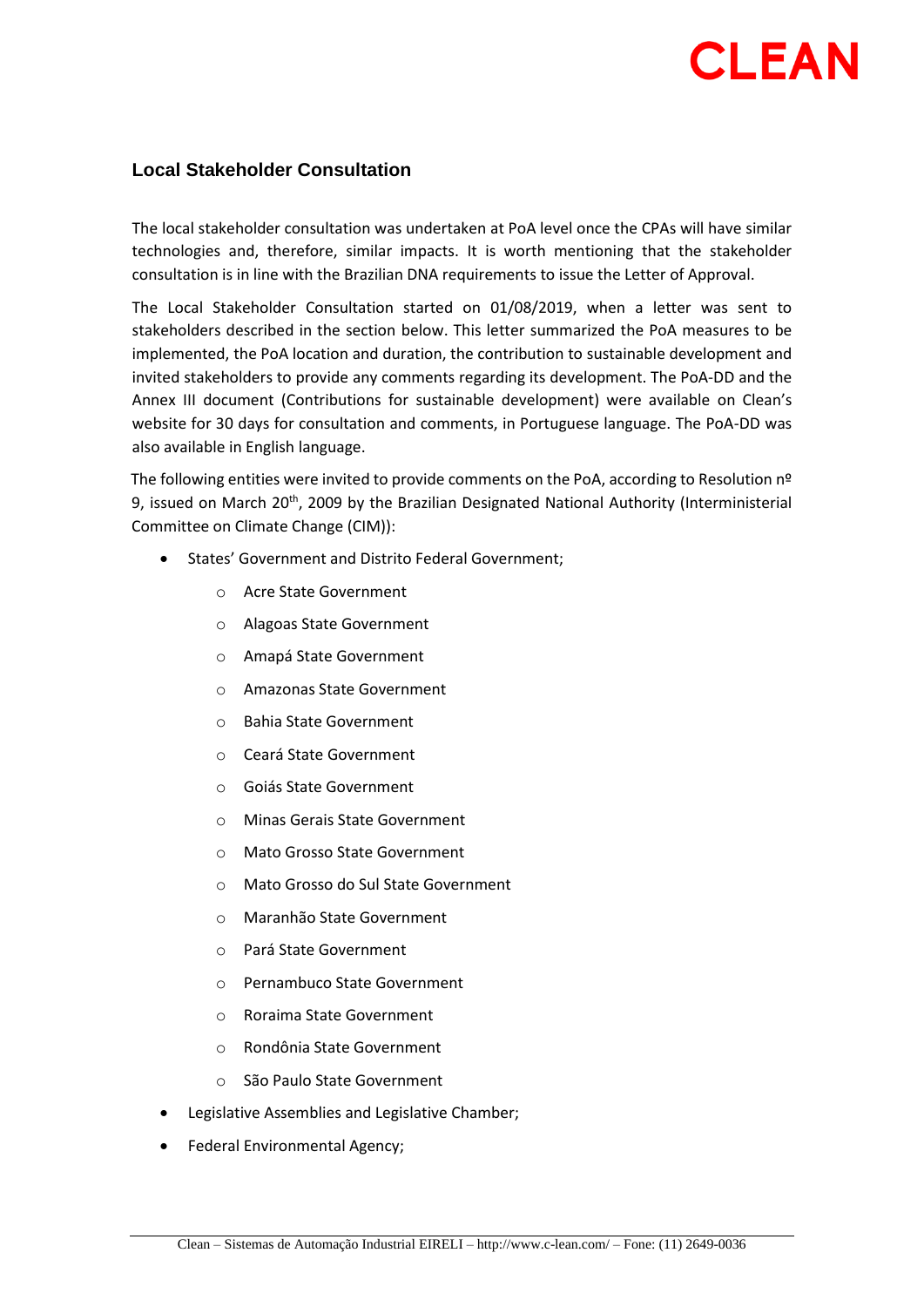## Local Stakeholder Consultation

The local stakeholder consultation was undertaken at PoA level once the CPAs will have similar technologies and, therefore, similar impacts. It is worth mentioning that the stakeholder consultation is in line with the Brazilian DNA requirements to issue the Letter of Approval.

The Local Stakeholder Consultation started on 01/08/2019, when a letter was sent to stakeholders described in the section below. This letter summarized the PoA measures to be implemented, the PoA location and duration, the contribution to sustainable development and invited stakeholders to provide any comments regarding its development. The PoA-DD and the Annex III document (Contributions for sustainable development) were available on Clean's website for 30 days for consultation and comments, in Portuguese language. The PoA-DD was also available in English language.

The following entities were invited to provide comments on the PoA, according to Resolution nº 9, issued on March 20th, 2009 by the Brazilian Designated National Authority (Interministerial Committee on Climate Change (CIM)):

- States' Government and Distrito Federal Government;
  - Acre State Government
  - Alagoas State Government
  - Amapá State Government
  - Amazonas State Government
  - Bahia State Government
  - Ceará State Government
  - Goiás State Government
  - Minas Gerais State Government
  - Mato Grosso State Government
  - Mato Grosso do Sul State Government
  - Maranhão State Government
  - Pará State Government
  - Pernambuco State Government
  - Roraima State Government
  - Rondônia State Government
  - São Paulo State Government
- Legislative Assemblies and Legislative Chamber;
- Federal Environmental Agency;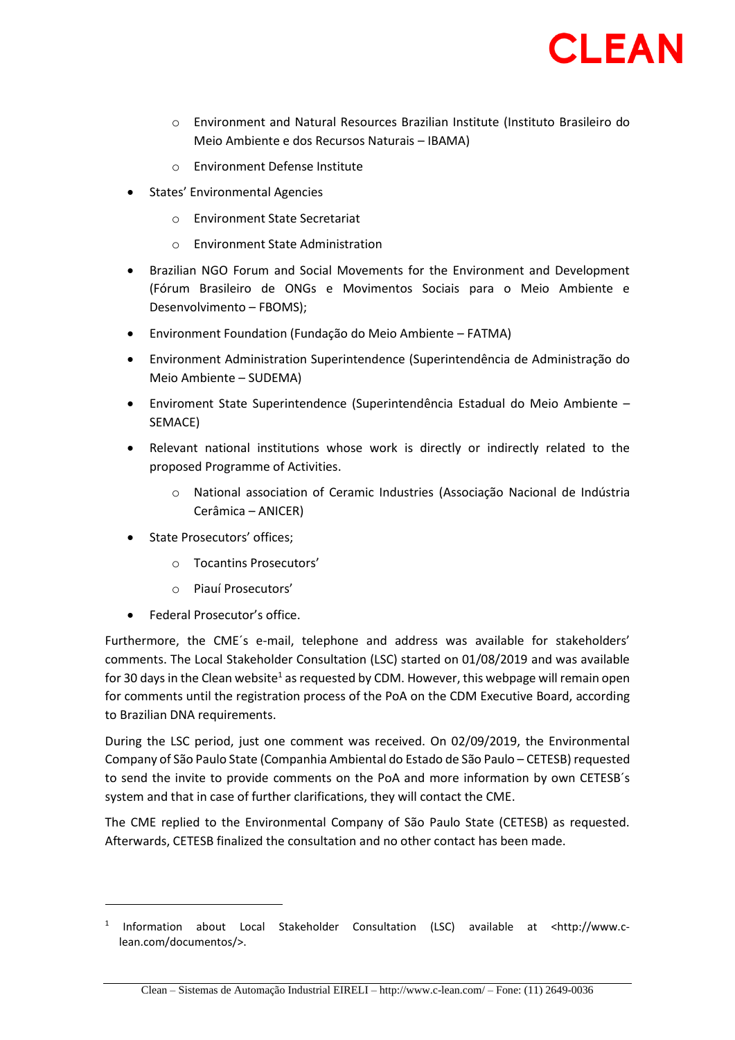- Environment and Natural Resources Brazilian Institute (Instituto Brasileiro do Meio Ambiente e dos Recursos Naturais – IBAMA)
    - Environment Defense Institute
- States' Environmental Agencies
    - Environment State Secretariat
    - Environment State Administration
- Brazilian NGO Forum and Social Movements for the Environment and Development (Fórum Brasileiro de ONGs e Movimentos Sociais para o Meio Ambiente e Desenvolvimento – FBOMS);
- Environment Foundation (Fundação do Meio Ambiente – FATMA)
- Environment Administration Superintendence (Superintendência de Administração do Meio Ambiente – SUDEMA)
- Enviroment State Superintendence (Superintendência Estadual do Meio Ambiente – SEMACE)
- Relevant national institutions whose work is directly or indirectly related to the proposed Programme of Activities.
    - National association of Ceramic Industries (Associação Nacional de Indústria Cerâmica – ANICER)
- State Prosecutors' offices;
    - Tocantins Prosecutors'
    - Piauí Prosecutors'
- Federal Prosecutor's office.

Furthermore, the CME´s e-mail, telephone and address was available for stakeholders' comments. The Local Stakeholder Consultation (LSC) started on 01/08/2019 and was available for 30 days in the Clean website[1] as requested by CDM. However, this webpage will remain open for comments until the registration process of the PoA on the CDM Executive Board, according to Brazilian DNA requirements.

During the LSC period, just one comment was received. On 02/09/2019, the Environmental Company of São Paulo State (Companhia Ambiental do Estado de São Paulo – CETESB) requested to send the invite to provide comments on the PoA and more information by own CETESB´s system and that in case of further clarifications, they will contact the CME.

The CME replied to the Environmental Company of São Paulo State (CETESB) as requested. Afterwards, CETESB finalized the consultation and no other contact has been made.

[1] Information about Local Stakeholder Consultation (LSC) available at <http://www.c-lean.com/documentos/>.